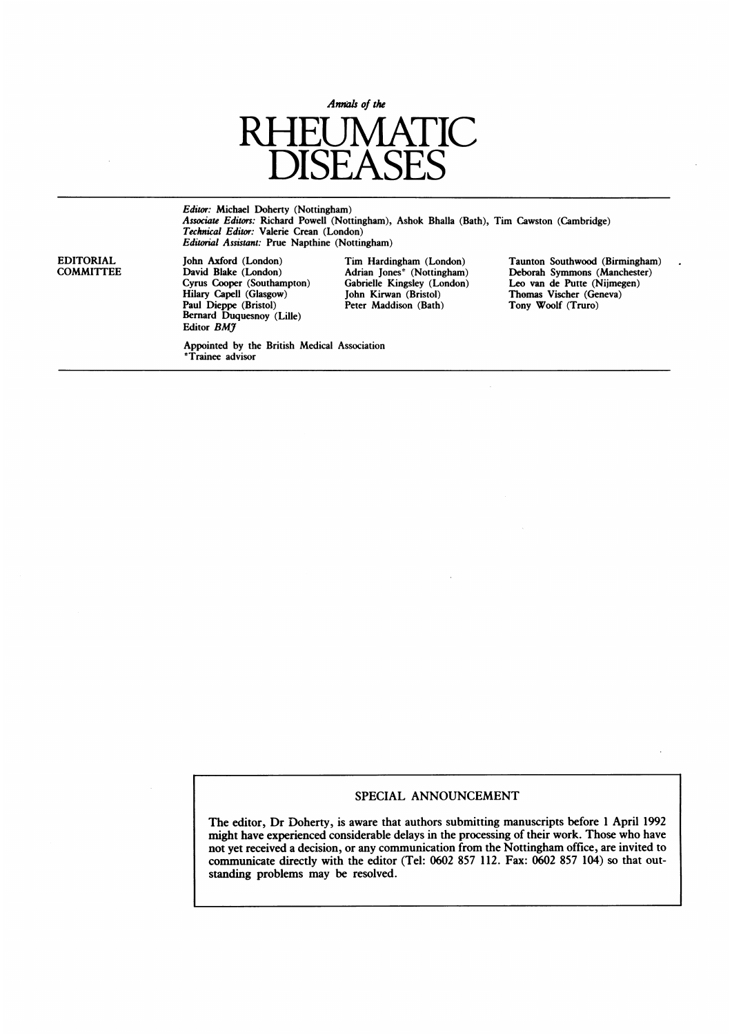*Annals of the*

# RHEUMATIC DISEASES

*Editor:* Michael Doherty (Nottingham)
*Associate Editors:* Richard Powell (Nottingham), Ashok Bhalla (Bath), Tim Cawston (Cambridge)
*Technical Editor:* Valerie Crean (London)
*Editorial Assistant:* Prue Napthine (Nottingham)

**EDITORIAL COMMITTEE**

John Axford (London)
David Blake (London)
Cyrus Cooper (Southampton)
Hilary Capell (Glasgow)
Paul Dieppe (Bristol)
Bernard Duquesnoy (Lille)
Editor *BMJ*

Tim Hardingham (London)
Adrian Jones* (Nottingham)
Gabrielle Kingsley (London)
John Kirwan (Bristol)
Peter Maddison (Bath)

Taunton Southwood (Birmingham)
Deborah Symmons (Manchester)
Leo van de Putte (Nijmegen)
Thomas Vischer (Geneva)
Tony Woolf (Truro)

Appointed by the British Medical Association
*Trainee advisor

## SPECIAL ANNOUNCEMENT

The editor, Dr Doherty, is aware that authors submitting manuscripts before 1 April 1992 might have experienced considerable delays in the processing of their work. Those who have not yet received a decision, or any communication from the Nottingham office, are invited to communicate directly with the editor (Tel: 0602 857 112. Fax: 0602 857 104) so that outstanding problems may be resolved.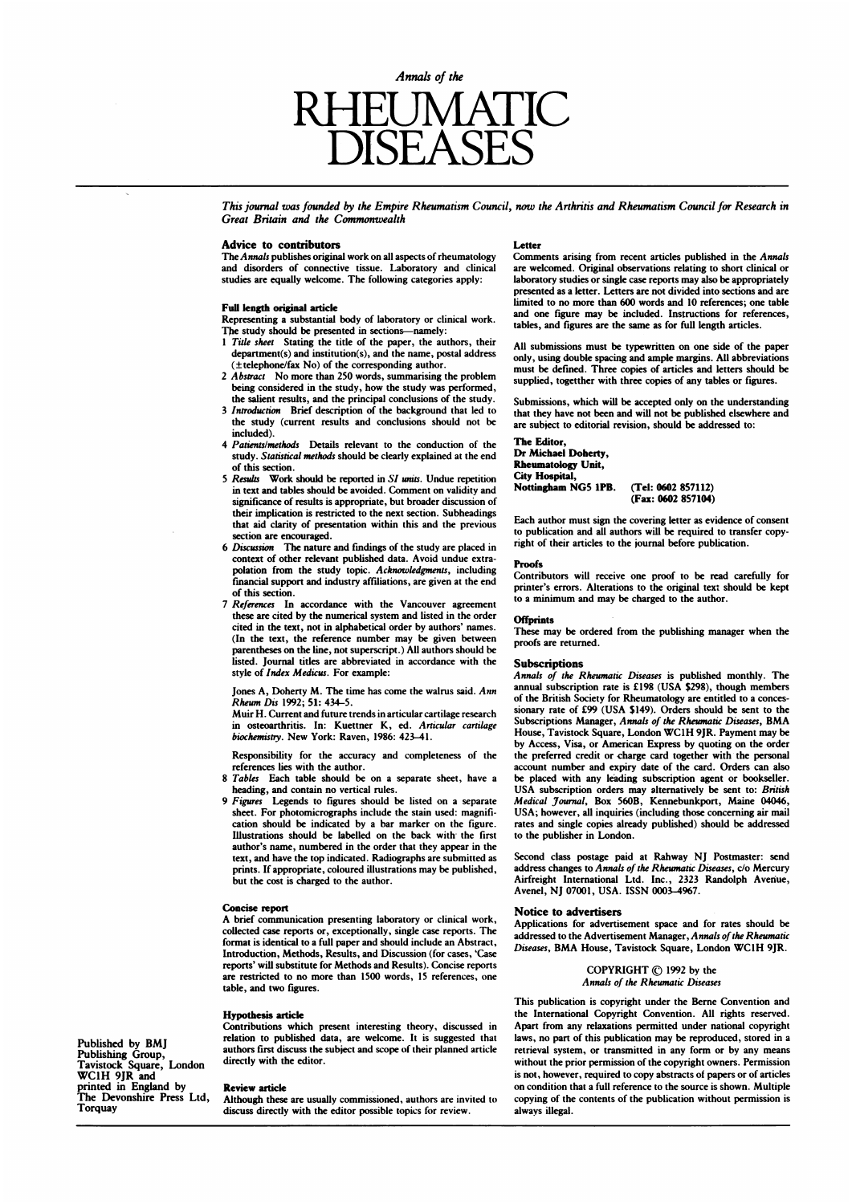*Annals of the*

# RHEUMATIC DISEASES

*This journal was founded by the Empire Rheumatism Council, now the Arthritis and Rheumatism Council for Research in Great Britain and the Commonwealth*

## Advice to contributors

The *Annals* publishes original work on all aspects of rheumatology and disorders of connective tissue. Laboratory and clinical studies are equally welcome. The following categories apply:

### Full length original article

Representing a substantial body of laboratory or clinical work. The study should be presented in sections—namely:

1. *Title sheet* Stating the title of the paper, the authors, their department(s) and institution(s), and the name, postal address (±telephone/fax No) of the corresponding author.
2. *Abstract* No more than 250 words, summarising the problem being considered in the study, how the study was performed, the salient results, and the principal conclusions of the study.
3. *Introduction* Brief description of the background that led to the study (current results and conclusions should not be included).
4. *Patients/methods* Details relevant to the conduction of the study. *Statistical methods* should be clearly explained at the end of this section.
5. *Results* Work should be reported in *SI units*. Undue repetition in text and tables should be avoided. Comment on validity and significance of results is appropriate, but broader discussion of their implication is restricted to the next section. Subheadings that aid clarity of presentation within this and the previous section are encouraged.
6. *Discussion* The nature and findings of the study are placed in context of other relevant published data. Avoid undue extrapolation from the study topic. *Acknowledgments*, including financial support and industry affiliations, are given at the end of this section.
7. *References* In accordance with the Vancouver agreement these are cited by the numerical system and listed in the order cited in the text, not in alphabetical order by authors' names. (In the text, the reference number may be given between parentheses on the line, not superscript.) All authors should be listed. Journal titles are abbreviated in accordance with the style of *Index Medicus*. For example:

   Jones A, Doherty M. The time has come the walrus said. *Ann Rheum Dis* 1992; 51: 434–5.

   Muir H. Current and future trends in articular cartilage research in osteoarthritis. In: Kuettner K, ed. *Articular cartilage biochemistry*. New York: Raven, 1986: 423–41.

   Responsibility for the accuracy and completeness of the references lies with the author.
8. *Tables* Each table should be on a separate sheet, have a heading, and contain no vertical rules.
9. *Figures* Legends to figures should be listed on a separate sheet. For photomicrographs include the stain used: magnification should be indicated by a bar marker on the figure. Illustrations should be labelled on the back with the first author's name, numbered in the order that they appear in the text, and have the top indicated. Radiographs are submitted as prints. If appropriate, coloured illustrations may be published, but the cost is charged to the author.

### Concise report

A brief communication presenting laboratory or clinical work, collected case reports or, exceptionally, single case reports. The format is identical to a full paper and should include an Abstract, Introduction, Methods, Results, and Discussion (for cases, 'Case reports' will substitute for Methods and Results). Concise reports are restricted to no more than 1500 words, 15 references, one table, and two figures.

### Hypothesis article

Contributions which present interesting theory, discussed in relation to published data, are welcome. It is suggested that authors first discuss the subject and scope of their planned article directly with the editor.

### Review article

Although these are usually commissioned, authors are invited to discuss directly with the editor possible topics for review.

### Letter

Comments arising from recent articles published in the *Annals* are welcomed. Original observations relating to short clinical or laboratory studies or single case reports may also be appropriately presented as a letter. Letters are not divided into sections and are limited to no more than 600 words and 10 references; one table and one figure may be included. Instructions for references, tables, and figures are the same as for full length articles.

All submissions must be typewritten on one side of the paper only, using double spacing and ample margins. All abbreviations must be defined. Three copies of articles and letters should be supplied, togetther with three copies of any tables or figures.

Submissions, which will be accepted only on the understanding that they have not been and will not be published elsewhere and are subject to editorial revision, should be addressed to:

**The Editor,**
**Dr Michael Doherty,**
**Rheumatology Unit,**
**City Hospital,**
**Nottingham NG5 1PB.** **(Tel: 0602 857112)**
**(Fax: 0602 857104)**

Each author must sign the covering letter as evidence of consent to publication and all authors will be required to transfer copyright of their articles to the journal before publication.

### Proofs

Contributors will receive one proof to be read carefully for printer's errors. Alterations to the original text should be kept to a minimum and may be charged to the author.

### Offprints

These may be ordered from the publishing manager when the proofs are returned.

## Subscriptions

*Annals of the Rheumatic Diseases* is published monthly. The annual subscription rate is £198 (USA $298), though members of the British Society for Rheumatology are entitled to a concessionary rate of £99 (USA $149). Orders should be sent to the Subscriptions Manager, *Annals of the Rheumatic Diseases*, BMA House, Tavistock Square, London WC1H 9JR. Payment may be by Access, Visa, or American Express by quoting on the order the preferred credit or charge card together with the personal account number and expiry date of the card. Orders can also be placed with any leading subscription agent or bookseller. USA subscription orders may alternatively be sent to: *British Medical Journal*, Box 560B, Kennebunkport, Maine 04046, USA; however, all inquiries (including those concerning air mail rates and single copies already published) should be addressed to the publisher in London.

Second class postage paid at Rahway NJ Postmaster: send address changes to *Annals of the Rheumatic Diseases*, c/o Mercury Airfreight International Ltd. Inc., 2323 Randolph Avenue, Avenel, NJ 07001, USA. ISSN 0003–4967.

## Notice to advertisers

Applications for advertisement space and for rates should be addressed to the Advertisement Manager, *Annals of the Rheumatic Diseases*, BMA House, Tavistock Square, London WC1H 9JR.

COPYRIGHT © 1992 by the
*Annals of the Rheumatic Diseases*

This publication is copyright under the Berne Convention and the International Copyright Convention. All rights reserved. Apart from any relaxations permitted under national copyright laws, no part of this publication may be reproduced, stored in a retrieval system, or transmitted in any form or by any means without the prior permission of the copyright owners. Permission is not, however, required to copy abstracts of papers or of articles on condition that a full reference to the source is shown. Multiple copying of the contents of the publication without permission is always illegal.

Published by BMJ Publishing Group, Tavistock Square, London WC1H 9JR and printed in England by The Devonshire Press Ltd, Torquay